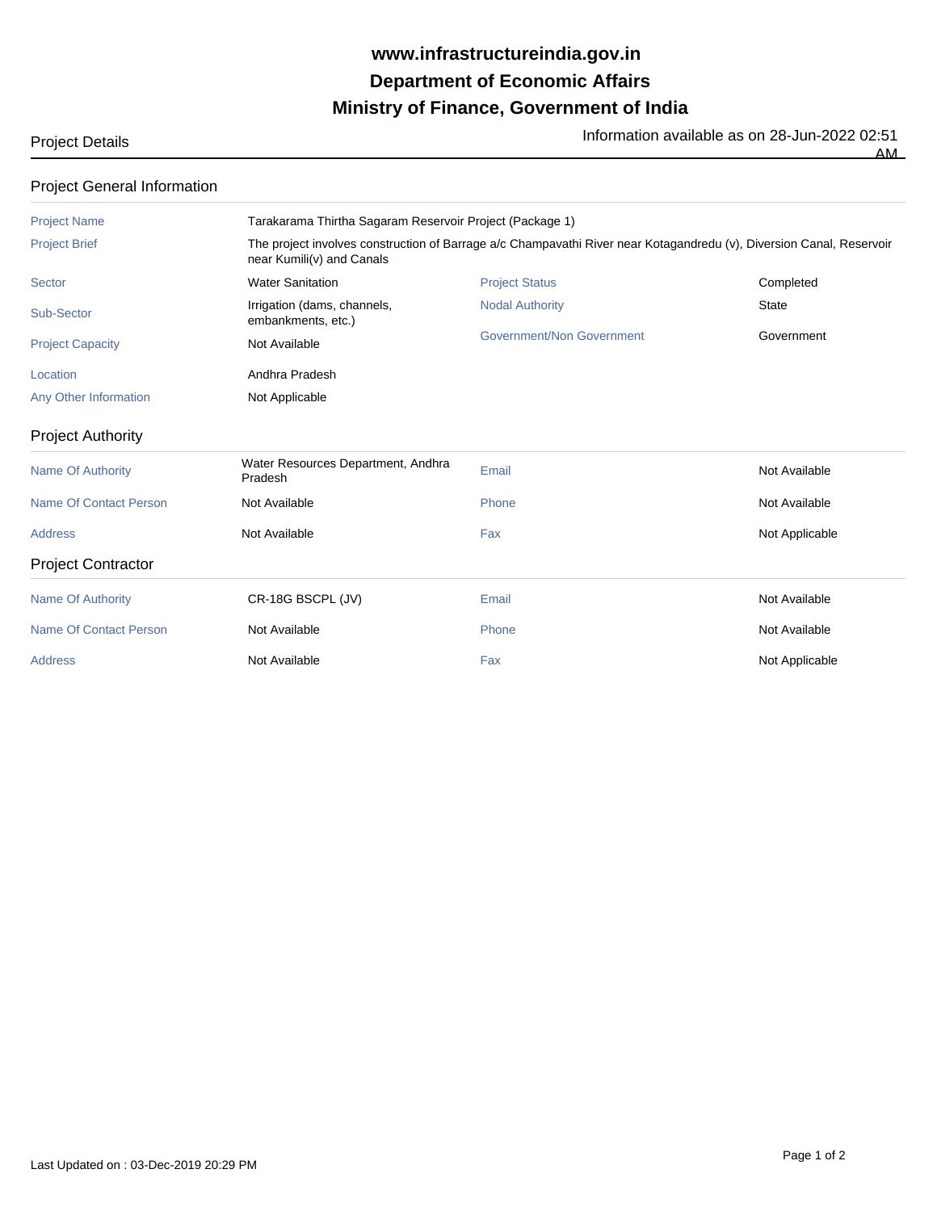# www.infrastructureindia.gov.in
# Department of Economic Affairs
# Ministry of Finance, Government of India

Project Details

Information available as on 28-Jun-2022 02:51 AM

## Project General Information

| | | | |
|---|---|---|---|
| Project Name | Tarakarama Thirtha Sagaram Reservoir Project (Package 1) | | |
| Project Brief | The project involves construction of Barrage a/c Champavathi River near Kotagandredu (v), Diversion Canal, Reservoir near Kumili(v) and Canals | | |
| Sector | Water Sanitation | Project Status | Completed |
| Sub-Sector | Irrigation (dams, channels, embankments, etc.) | Nodal Authority | State |
| Project Capacity | Not Available | Government/Non Government | Government |
| Location | Andhra Pradesh | | |
| Any Other Information | Not Applicable | | |

## Project Authority

| | | | |
|---|---|---|---|
| Name Of Authority | Water Resources Department, Andhra Pradesh | Email | Not Available |
| Name Of Contact Person | Not Available | Phone | Not Available |
| Address | Not Available | Fax | Not Applicable |

## Project Contractor

| | | | |
|---|---|---|---|
| Name Of Authority | CR-18G BSCPL (JV) | Email | Not Available |
| Name Of Contact Person | Not Available | Phone | Not Available |
| Address | Not Available | Fax | Not Applicable |

Last Updated on : 03-Dec-2019 20:29 PM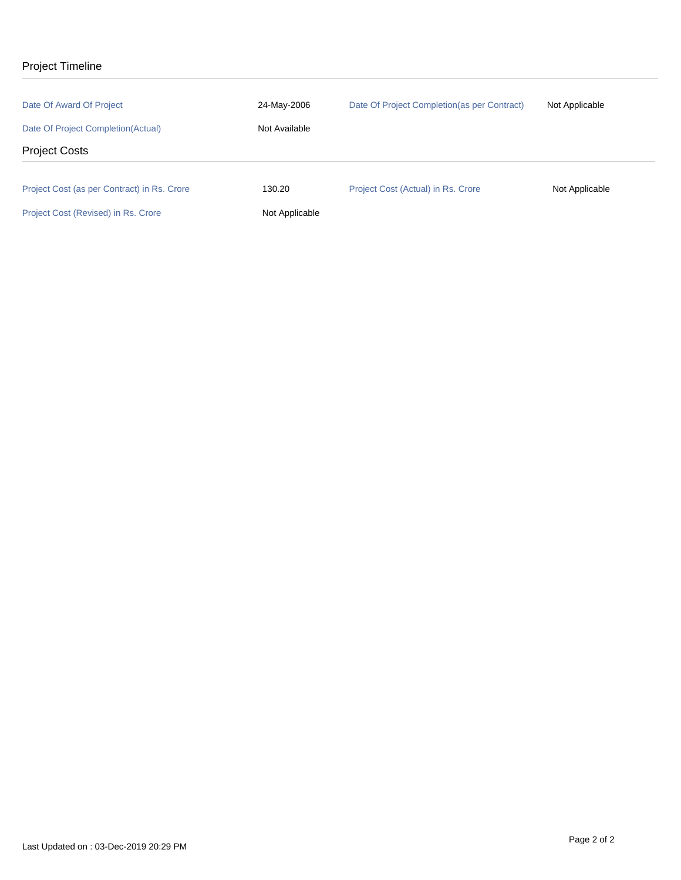## Project Timeline

| | | | |
|---|---|---|---|
| Date Of Award Of Project | 24-May-2006 | Date Of Project Completion(as per Contract) | Not Applicable |
| Date Of Project Completion(Actual) | Not Available | | |

## Project Costs

| | | | |
|---|---|---|---|
| Project Cost (as per Contract) in Rs. Crore | 130.20 | Project Cost (Actual) in Rs. Crore | Not Applicable |
| Project Cost (Revised) in Rs. Crore | Not Applicable | | |

Last Updated on : 03-Dec-2019 20:29 PM